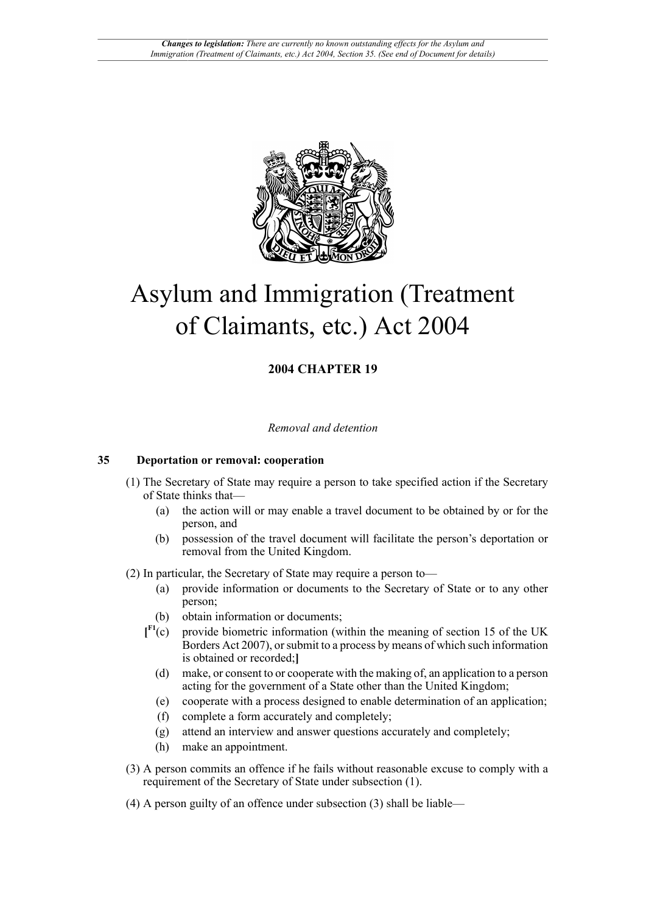# Asylum and Immigration (Treatment of Claimants, etc.) Act 2004

**2004 CHAPTER 19**

*Removal and detention*

## 35 Deportation or removal: cooperation

(1) The Secretary of State may require a person to take specified action if the Secretary of State thinks that—

- (a) the action will or may enable a travel document to be obtained by or for the person, and
- (b) possession of the travel document will facilitate the person's deportation or removal from the United Kingdom.

(2) In particular, the Secretary of State may require a person to—

- (a) provide information or documents to the Secretary of State or to any other person;
- (b) obtain information or documents;
- [F1(c) provide biometric information (within the meaning of section 15 of the UK Borders Act 2007), or submit to a process by means of which such information is obtained or recorded;]
- (d) make, or consent to or cooperate with the making of, an application to a person acting for the government of a State other than the United Kingdom;
- (e) cooperate with a process designed to enable determination of an application;
- (f) complete a form accurately and completely;
- (g) attend an interview and answer questions accurately and completely;
- (h) make an appointment.

(3) A person commits an offence if he fails without reasonable excuse to comply with a requirement of the Secretary of State under subsection (1).

(4) A person guilty of an offence under subsection (3) shall be liable—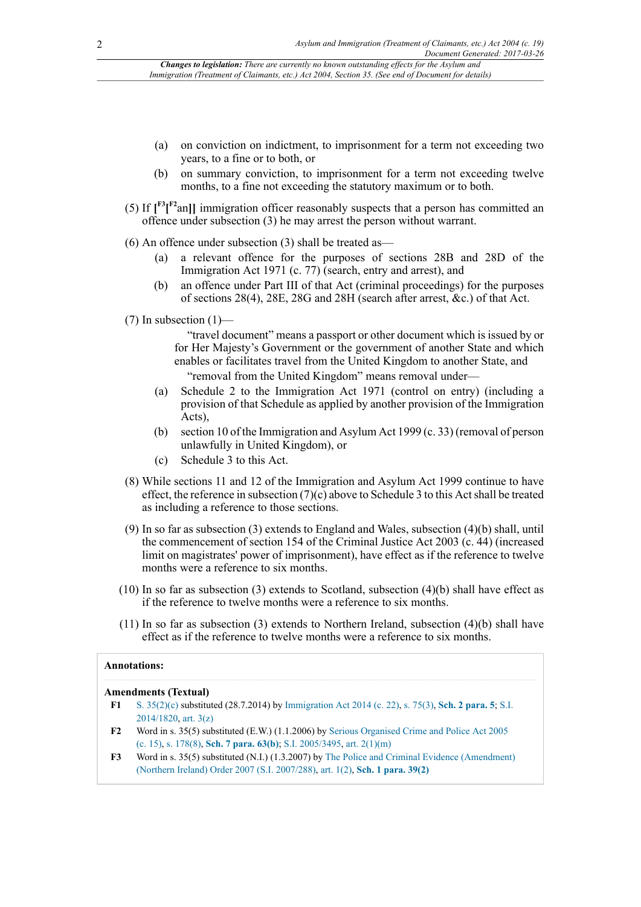(a) on conviction on indictment, to imprisonment for a term not exceeding two years, to a fine or to both, or

(b) on summary conviction, to imprisonment for a term not exceeding twelve months, to a fine not exceeding the statutory maximum or to both.

(5) If [F3[F2an]] immigration officer reasonably suspects that a person has committed an offence under subsection (3) he may arrest the person without warrant.

(6) An offence under subsection (3) shall be treated as—

(a) a relevant offence for the purposes of sections 28B and 28D of the Immigration Act 1971 (c. 77) (search, entry and arrest), and

(b) an offence under Part III of that Act (criminal proceedings) for the purposes of sections 28(4), 28E, 28G and 28H (search after arrest, &c.) of that Act.

(7) In subsection (1)—

"travel document" means a passport or other document which is issued by or for Her Majesty's Government or the government of another State and which enables or facilitates travel from the United Kingdom to another State, and

"removal from the United Kingdom" means removal under—

(a) Schedule 2 to the Immigration Act 1971 (control on entry) (including a provision of that Schedule as applied by another provision of the Immigration Acts),

(b) section 10 of the Immigration and Asylum Act 1999 (c. 33) (removal of person unlawfully in United Kingdom), or

(c) Schedule 3 to this Act.

(8) While sections 11 and 12 of the Immigration and Asylum Act 1999 continue to have effect, the reference in subsection (7)(c) above to Schedule 3 to this Act shall be treated as including a reference to those sections.

(9) In so far as subsection (3) extends to England and Wales, subsection (4)(b) shall, until the commencement of section 154 of the Criminal Justice Act 2003 (c. 44) (increased limit on magistrates' power of imprisonment), have effect as if the reference to twelve months were a reference to six months.

(10) In so far as subsection (3) extends to Scotland, subsection (4)(b) shall have effect as if the reference to twelve months were a reference to six months.

(11) In so far as subsection (3) extends to Northern Ireland, subsection (4)(b) shall have effect as if the reference to twelve months were a reference to six months.

**Annotations:**

**Amendments (Textual)**

**F1** S. 35(2)(c) substituted (28.7.2014) by Immigration Act 2014 (c. 22), s. 75(3), **Sch. 2 para. 5**; S.I. 2014/1820, art. 3(z)

**F2** Word in s. 35(5) substituted (E.W.) (1.1.2006) by Serious Organised Crime and Police Act 2005 (c. 15), s. 178(8), **Sch. 7 para. 63(b)**; S.I. 2005/3495, art. 2(1)(m)

**F3** Word in s. 35(5) substituted (N.I.) (1.3.2007) by The Police and Criminal Evidence (Amendment) (Northern Ireland) Order 2007 (S.I. 2007/288), art. 1(2), **Sch. 1 para. 39(2)**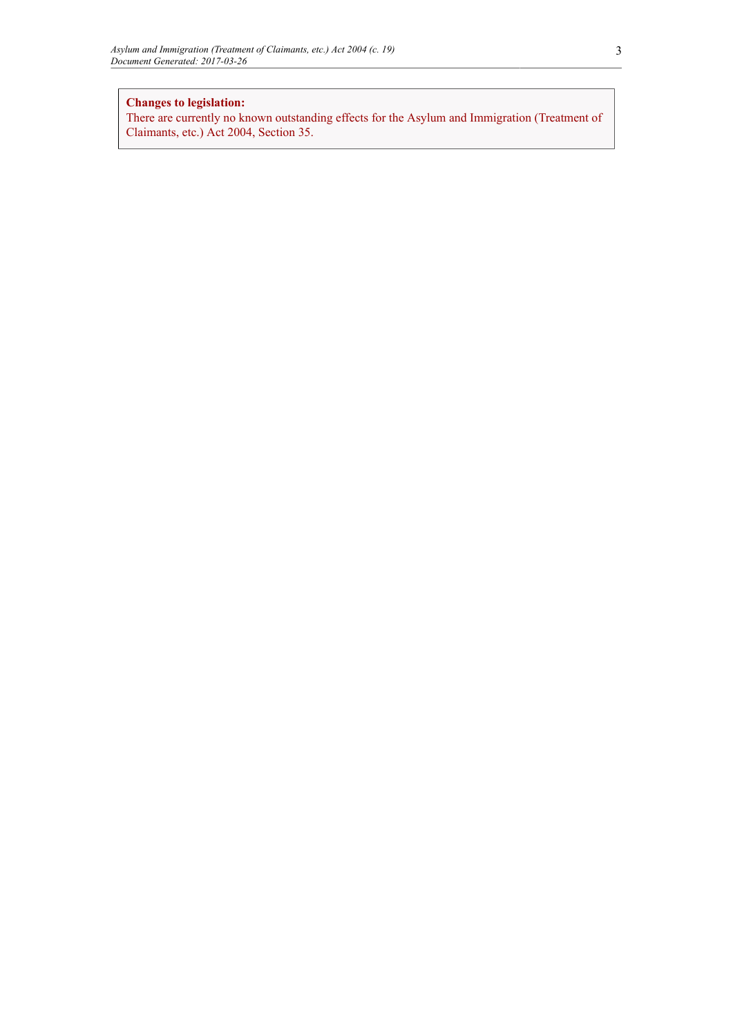**Changes to legislation:**
There are currently no known outstanding effects for the Asylum and Immigration (Treatment of Claimants, etc.) Act 2004, Section 35.